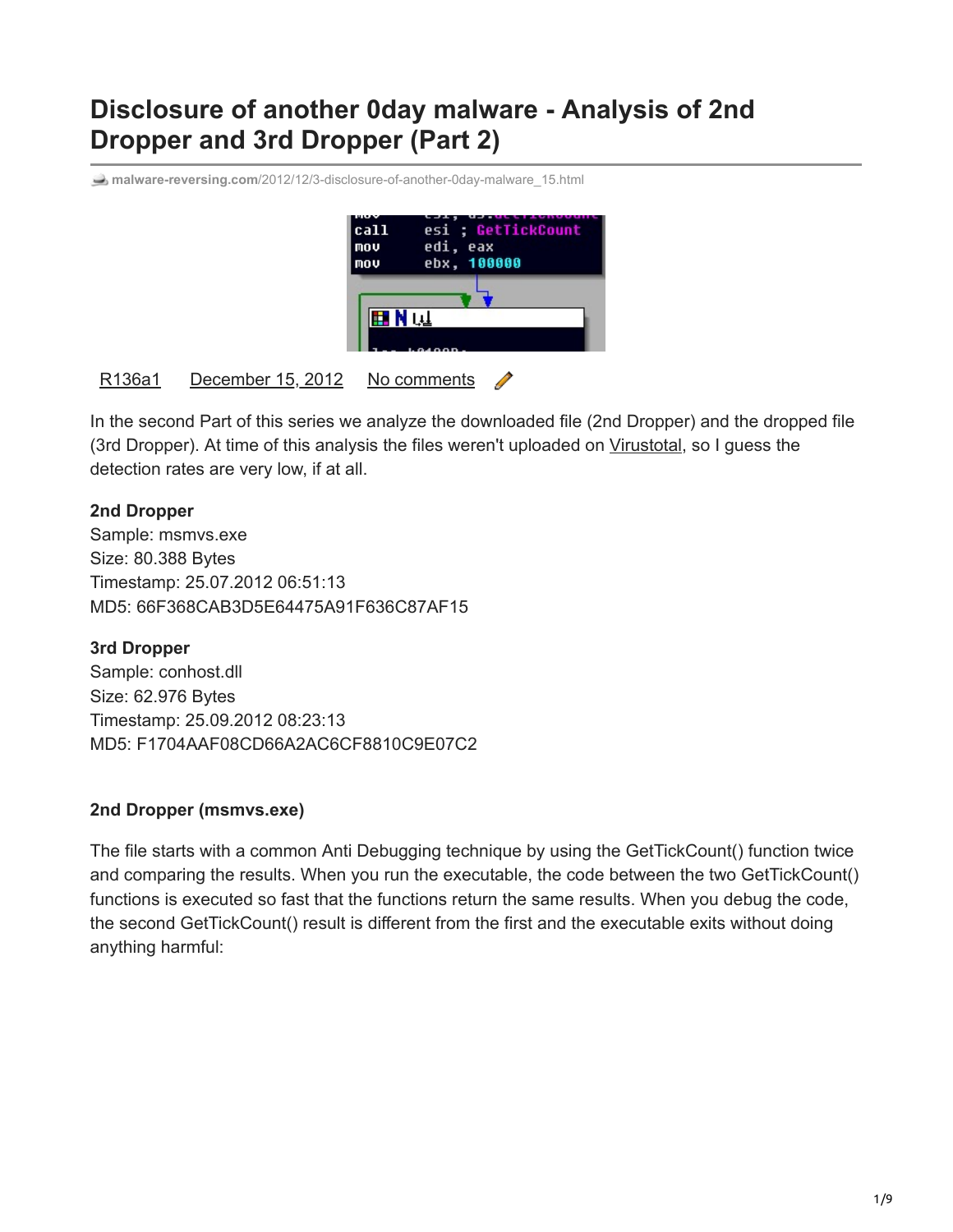# Disclosure of another 0day malware - Analysis of 2nd Dropper and 3rd Dropper (Part 2)

malware-reversing.com/2012/12/3-disclosure-of-another-0day-malware_15.html

R136a1 December 15, 2012 No comments

In the second Part of this series we analyze the downloaded file (2nd Dropper) and the dropped file (3rd Dropper). At time of this analysis the files weren't uploaded on Virustotal, so I guess the detection rates are very low, if at all.

**2nd Dropper**
Sample: msmvs.exe
Size: 80.388 Bytes
Timestamp: 25.07.2012 06:51:13
MD5: 66F368CAB3D5E64475A91F636C87AF15

**3rd Dropper**
Sample: conhost.dll
Size: 62.976 Bytes
Timestamp: 25.09.2012 08:23:13
MD5: F1704AAF08CD66A2AC6CF8810C9E07C2

**2nd Dropper (msmvs.exe)**

The file starts with a common Anti Debugging technique by using the GetTickCount() function twice and comparing the results. When you run the executable, the code between the two GetTickCount() functions is executed so fast that the functions return the same results. When you debug the code, the second GetTickCount() result is different from the first and the executable exits without doing anything harmful: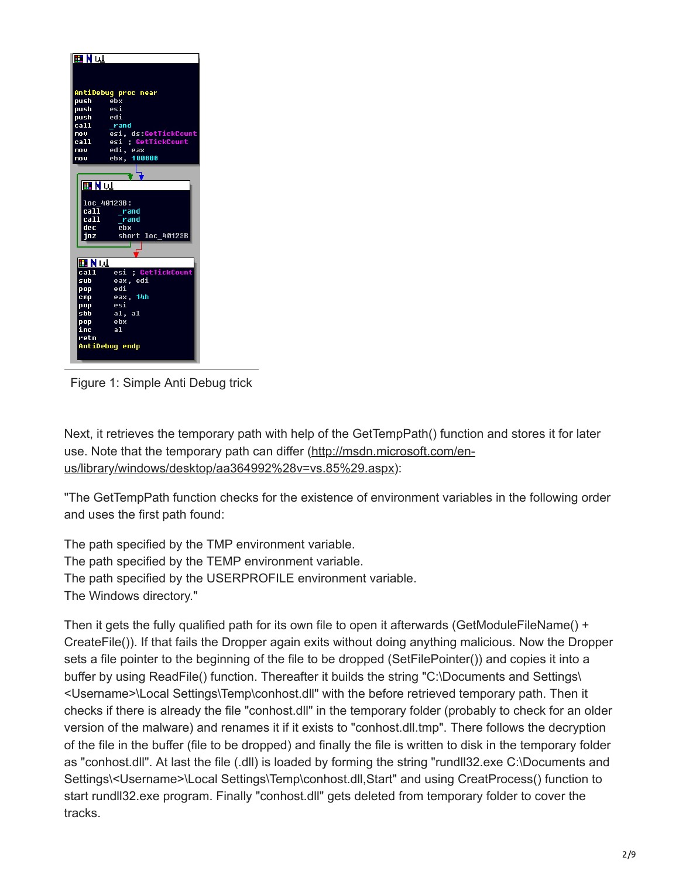```
AntiDebug proc near
push    ebx
push    esi
push    edi
call    _rand
mov     esi, ds:GetTickCount
call    esi ; GetTickCount
mov     edi, eax
mov     ebx, 100000

loc_40123B:
call    _rand
call    _rand
dec     ebx
jnz     short loc_40123B

call    esi ; GetTickCount
sub     eax, edi
pop     edi
cmp     eax, 14h
pop     esi
sbb     al, al
pop     ebx
inc     al
retn
AntiDebug endp
```

Figure 1: Simple Anti Debug trick

Next, it retrieves the temporary path with help of the GetTempPath() function and stores it for later use. Note that the temporary path can differ (http://msdn.microsoft.com/en-us/library/windows/desktop/aa364992%28v=vs.85%29.aspx):

"The GetTempPath function checks for the existence of environment variables in the following order and uses the first path found:

The path specified by the TMP environment variable.
The path specified by the TEMP environment variable.
The path specified by the USERPROFILE environment variable.
The Windows directory."

Then it gets the fully qualified path for its own file to open it afterwards (GetModuleFileName() + CreateFile()). If that fails the Dropper again exits without doing anything malicious. Now the Dropper sets a file pointer to the beginning of the file to be dropped (SetFilePointer()) and copies it into a buffer by using ReadFile() function. Thereafter it builds the string "C:\Documents and Settings\<Username>\Local Settings\Temp\conhost.dll" with the before retrieved temporary path. Then it checks if there is already the file "conhost.dll" in the temporary folder (probably to check for an older version of the malware) and renames it if it exists to "conhost.dll.tmp". There follows the decryption of the file in the buffer (file to be dropped) and finally the file is written to disk in the temporary folder as "conhost.dll". At last the file (.dll) is loaded by forming the string "rundll32.exe C:\Documents and Settings\<Username>\Local Settings\Temp\conhost.dll,Start" and using CreatProcess() function to start rundll32.exe program. Finally "conhost.dll" gets deleted from temporary folder to cover the tracks.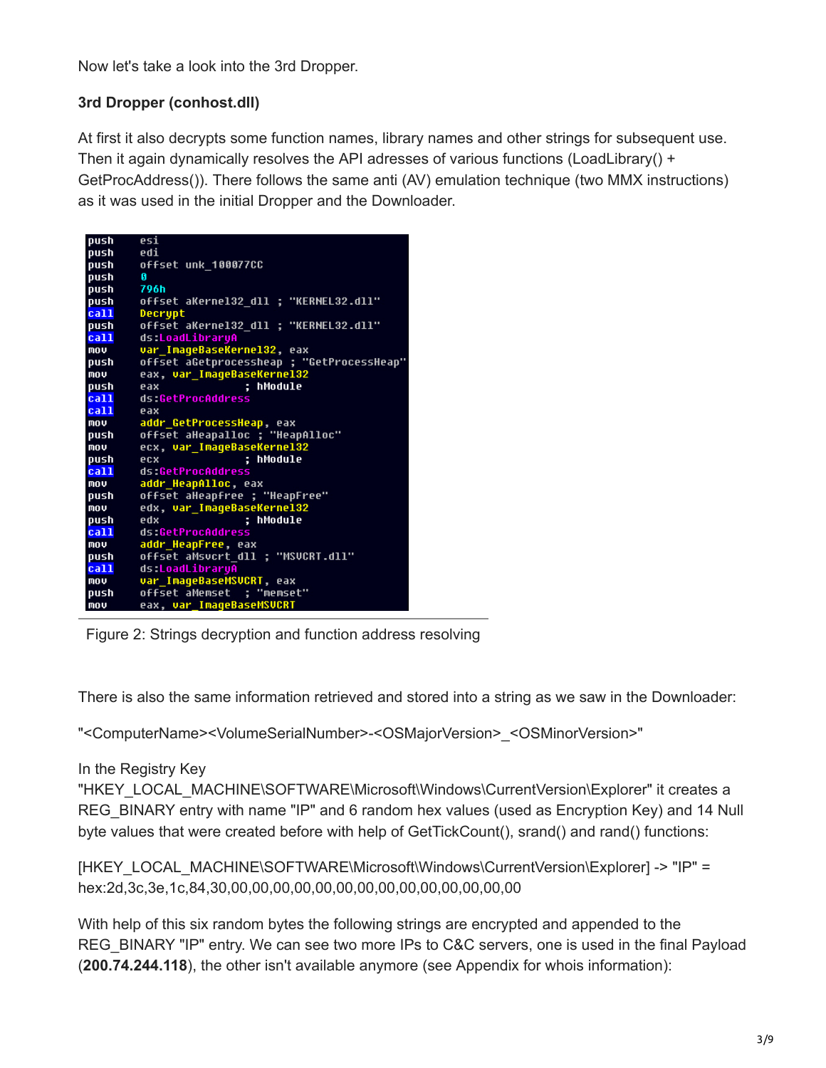Now let's take a look into the 3rd Dropper.

**3rd Dropper (conhost.dll)**

At first it also decrypts some function names, library names and other strings for subsequent use. Then it again dynamically resolves the API adresses of various functions (LoadLibrary() + GetProcAddress()). There follows the same anti (AV) emulation technique (two MMX instructions) as it was used in the initial Dropper and the Downloader.

```
push    esi
push    edi
push    offset unk_100077CC
push    0
push    796h
push    offset aKernel32_dll ; "KERNEL32.dll"
call    Decrypt
push    offset aKernel32_dll ; "KERNEL32.dll"
call    ds:LoadLibraryA
mov     var_ImageBaseKernel32, eax
push    offset aGetprocessheap ; "GetProcessHeap"
mov     eax, var_ImageBaseKernel32
push    eax             ; hModule
call    ds:GetProcAddress
call    eax
mov     addr_GetProcessHeap, eax
push    offset aHeapalloc ; "HeapAlloc"
mov     ecx, var_ImageBaseKernel32
push    ecx             ; hModule
call    ds:GetProcAddress
mov     addr_HeapAlloc, eax
push    offset aHeapfree ; "HeapFree"
mov     edx, var_ImageBaseKernel32
push    edx             ; hModule
call    ds:GetProcAddress
mov     addr_HeapFree, eax
push    offset aMsvcrt_dll ; "MSVCRT.dll"
call    ds:LoadLibraryA
mov     var_ImageBaseMSVCRT, eax
push    offset aMemset  ; "memset"
mov     eax, var_ImageBaseMSVCRT
```

Figure 2: Strings decryption and function address resolving

There is also the same information retrieved and stored into a string as we saw in the Downloader:

"<ComputerName><VolumeSerialNumber>-<OSMajorVersion>_<OSMinorVersion>"

In the Registry Key "HKEY_LOCAL_MACHINE\SOFTWARE\Microsoft\Windows\CurrentVersion\Explorer" it creates a REG_BINARY entry with name "IP" and 6 random hex values (used as Encryption Key) and 14 Null byte values that were created before with help of GetTickCount(), srand() and rand() functions:

[HKEY_LOCAL_MACHINE\SOFTWARE\Microsoft\Windows\CurrentVersion\Explorer] -> "IP" = hex:2d,3c,3e,1c,84,30,00,00,00,00,00,00,00,00,00,00,00,00,00,00

With help of this six random bytes the following strings are encrypted and appended to the REG_BINARY "IP" entry. We can see two more IPs to C&C servers, one is used in the final Payload (**200.74.244.118**), the other isn't available anymore (see Appendix for whois information):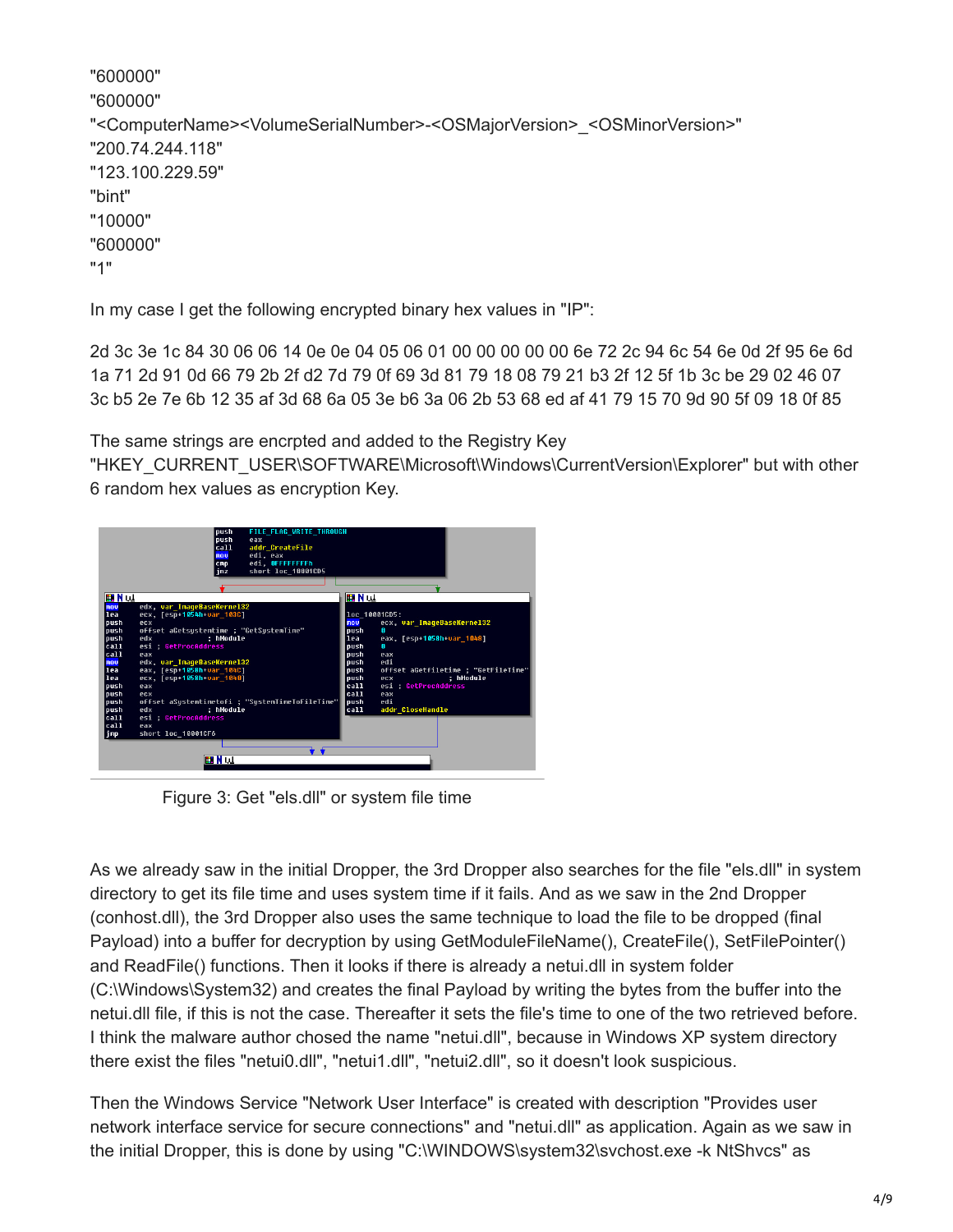"600000"
"600000"
"<ComputerName><VolumeSerialNumber>-<OSMajorVersion>_<OSMinorVersion>"
"200.74.244.118"
"123.100.229.59"
"bint"
"10000"
"600000"
"1"

In my case I get the following encrypted binary hex values in "IP":

2d 3c 3e 1c 84 30 06 06 14 0e 0e 04 05 06 01 00 00 00 00 00 6e 72 2c 94 6c 54 6e 0d 2f 95 6e 6d 1a 71 2d 91 0d 66 79 2b 2f d2 7d 79 0f 69 3d 81 79 18 08 79 21 b3 2f 12 5f 1b 3c be 29 02 46 07 3c b5 2e 7e 6b 12 35 af 3d 68 6a 05 3e b6 3a 06 2b 53 68 ed af 41 79 15 70 9d 90 5f 09 18 0f 85

The same strings are encrpted and added to the Registry Key "HKEY_CURRENT_USER\SOFTWARE\Microsoft\Windows\CurrentVersion\Explorer" but with other 6 random hex values as encryption Key.

Figure 3: Get "els.dll" or system file time

As we already saw in the initial Dropper, the 3rd Dropper also searches for the file "els.dll" in system directory to get its file time and uses system time if it fails. And as we saw in the 2nd Dropper (conhost.dll), the 3rd Dropper also uses the same technique to load the file to be dropped (final Payload) into a buffer for decryption by using GetModuleFileName(), CreateFile(), SetFilePointer() and ReadFile() functions. Then it looks if there is already a netui.dll in system folder (C:\Windows\System32) and creates the final Payload by writing the bytes from the buffer into the netui.dll file, if this is not the case. Thereafter it sets the file's time to one of the two retrieved before. I think the malware author chosed the name "netui.dll", because in Windows XP system directory there exist the files "netui0.dll", "netui1.dll", "netui2.dll", so it doesn't look suspicious.

Then the Windows Service "Network User Interface" is created with description "Provides user network interface service for secure connections" and "netui.dll" as application. Again as we saw in the initial Dropper, this is done by using "C:\WINDOWS\system32\svchost.exe -k NtShvcs" as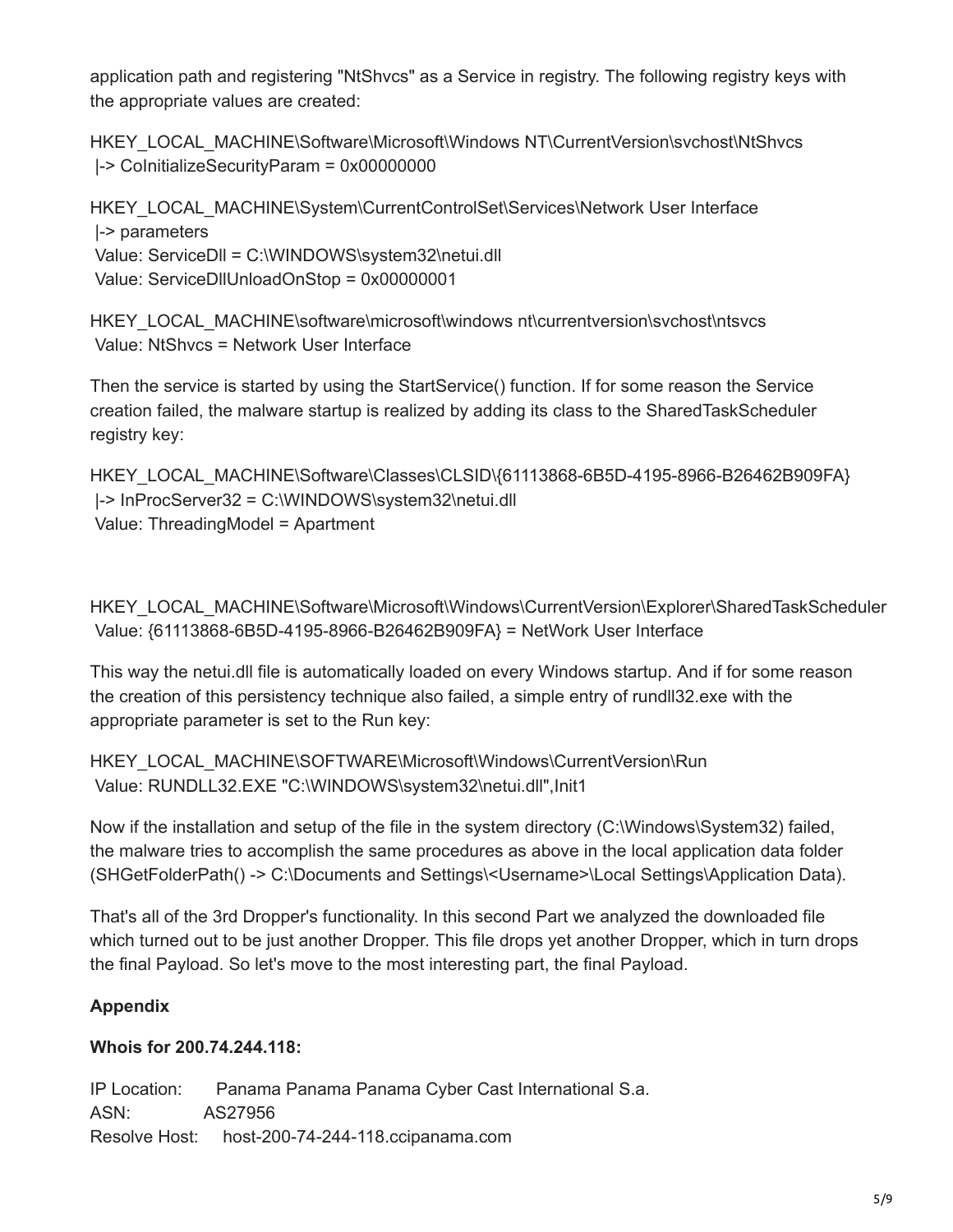application path and registering "NtShvcs" as a Service in registry. The following registry keys with the appropriate values are created:

HKEY_LOCAL_MACHINE\Software\Microsoft\Windows NT\CurrentVersion\svchost\NtShvcs
|-> CoInitializeSecurityParam = 0x00000000

HKEY_LOCAL_MACHINE\System\CurrentControlSet\Services\Network User Interface
|-> parameters
Value: ServiceDll = C:\WINDOWS\system32\netui.dll
Value: ServiceDllUnloadOnStop = 0x00000001

HKEY_LOCAL_MACHINE\software\microsoft\windows nt\currentversion\svchost\ntsvcs
Value: NtShvcs = Network User Interface

Then the service is started by using the StartService() function. If for some reason the Service creation failed, the malware startup is realized by adding its class to the SharedTaskScheduler registry key:

HKEY_LOCAL_MACHINE\Software\Classes\CLSID\{61113868-6B5D-4195-8966-B26462B909FA}
|-> InProcServer32 = C:\WINDOWS\system32\netui.dll
Value: ThreadingModel = Apartment

HKEY_LOCAL_MACHINE\Software\Microsoft\Windows\CurrentVersion\Explorer\SharedTaskScheduler
Value: {61113868-6B5D-4195-8966-B26462B909FA} = NetWork User Interface

This way the netui.dll file is automatically loaded on every Windows startup. And if for some reason the creation of this persistency technique also failed, a simple entry of rundll32.exe with the appropriate parameter is set to the Run key:

HKEY_LOCAL_MACHINE\SOFTWARE\Microsoft\Windows\CurrentVersion\Run
Value: RUNDLL32.EXE "C:\WINDOWS\system32\netui.dll",Init1

Now if the installation and setup of the file in the system directory (C:\Windows\System32) failed, the malware tries to accomplish the same procedures as above in the local application data folder (SHGetFolderPath() -> C:\Documents and Settings\<Username>\Local Settings\Application Data).

That's all of the 3rd Dropper's functionality. In this second Part we analyzed the downloaded file which turned out to be just another Dropper. This file drops yet another Dropper, which in turn drops the final Payload. So let's move to the most interesting part, the final Payload.

**Appendix**

**Whois for 200.74.244.118:**

IP Location: Panama Panama Panama Cyber Cast International S.a.
ASN: AS27956
Resolve Host: host-200-74-244-118.ccipanama.com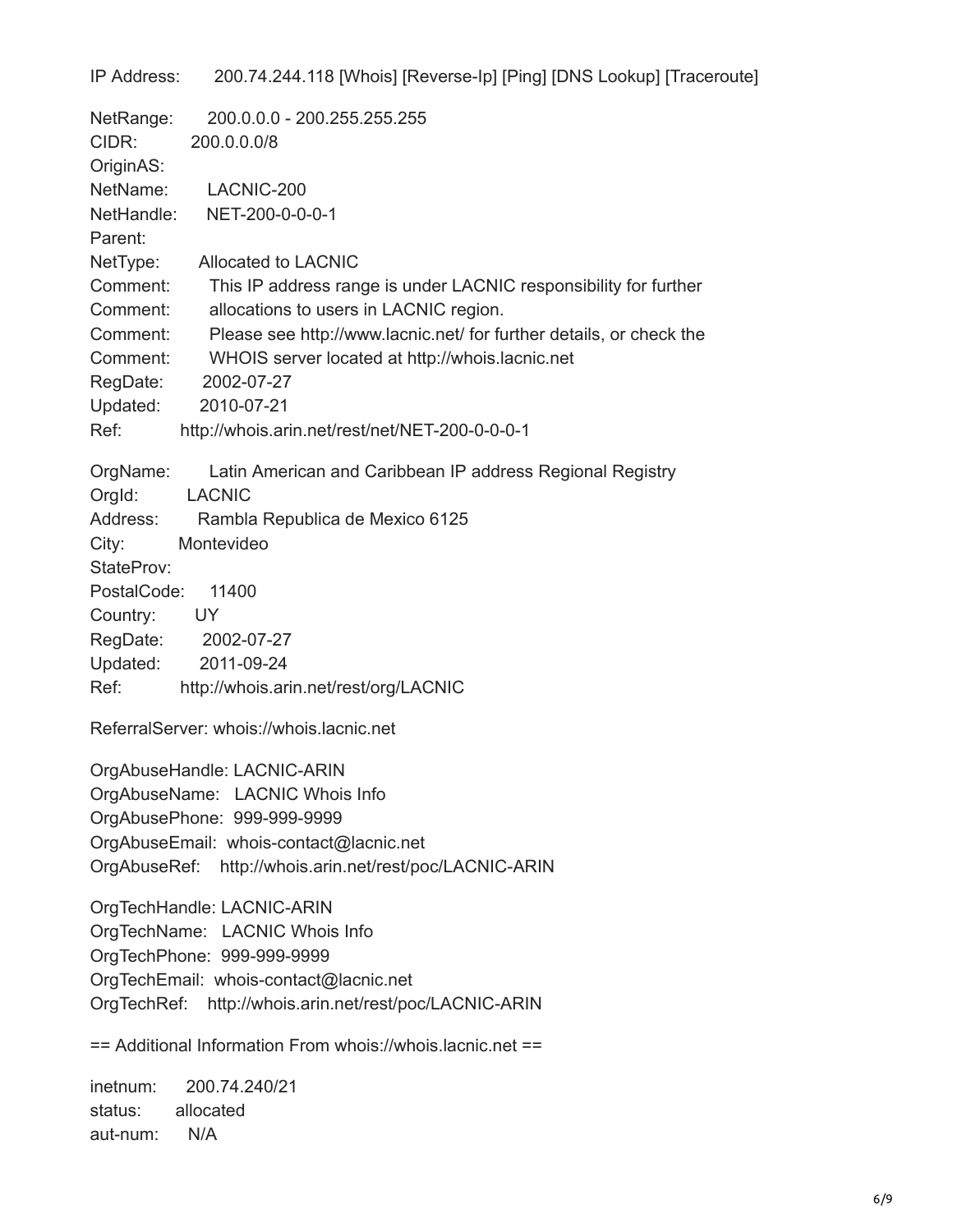IP Address: 200.74.244.118 [Whois] [Reverse-Ip] [Ping] [DNS Lookup] [Traceroute]

NetRange: 200.0.0.0 - 200.255.255.255  
CIDR: 200.0.0.0/8  
OriginAS:  
NetName: LACNIC-200  
NetHandle: NET-200-0-0-0-1  
Parent:  
NetType: Allocated to LACNIC  
Comment: This IP address range is under LACNIC responsibility for further  
Comment: allocations to users in LACNIC region.  
Comment: Please see http://www.lacnic.net/ for further details, or check the  
Comment: WHOIS server located at http://whois.lacnic.net  
RegDate: 2002-07-27  
Updated: 2010-07-21  
Ref: http://whois.arin.net/rest/net/NET-200-0-0-0-1

OrgName: Latin American and Caribbean IP address Regional Registry  
OrgId: LACNIC  
Address: Rambla Republica de Mexico 6125  
City: Montevideo  
StateProv:  
PostalCode: 11400  
Country: UY  
RegDate: 2002-07-27  
Updated: 2011-09-24  
Ref: http://whois.arin.net/rest/org/LACNIC

ReferralServer: whois://whois.lacnic.net

OrgAbuseHandle: LACNIC-ARIN  
OrgAbuseName: LACNIC Whois Info  
OrgAbusePhone: 999-999-9999  
OrgAbuseEmail: whois-contact@lacnic.net  
OrgAbuseRef: http://whois.arin.net/rest/poc/LACNIC-ARIN

OrgTechHandle: LACNIC-ARIN  
OrgTechName: LACNIC Whois Info  
OrgTechPhone: 999-999-9999  
OrgTechEmail: whois-contact@lacnic.net  
OrgTechRef: http://whois.arin.net/rest/poc/LACNIC-ARIN

== Additional Information From whois://whois.lacnic.net ==

inetnum: 200.74.240/21  
status: allocated  
aut-num: N/A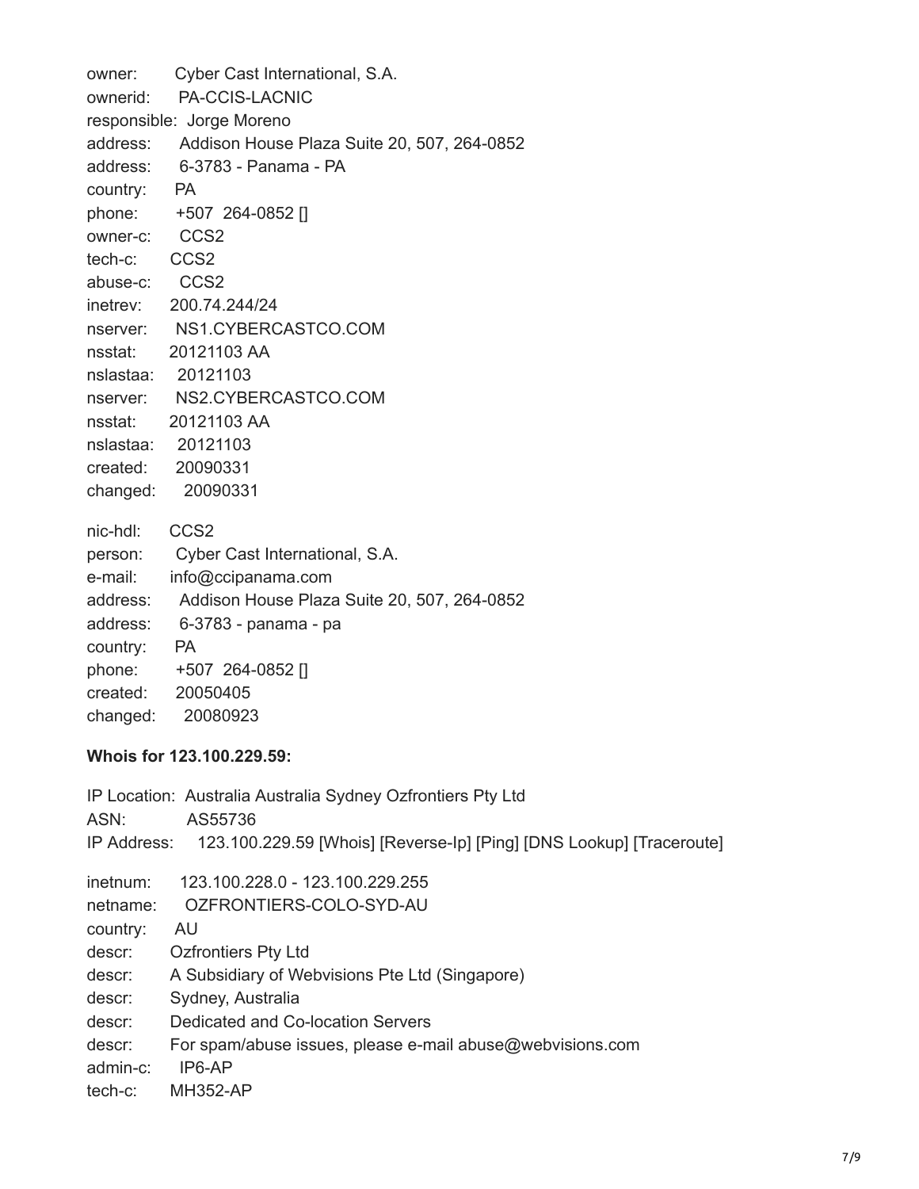owner: Cyber Cast International, S.A.
ownerid: PA-CCIS-LACNIC
responsible: Jorge Moreno
address: Addison House Plaza Suite 20, 507, 264-0852
address: 6-3783 - Panama - PA
country: PA
phone: +507 264-0852 []
owner-c: CCS2
tech-c: CCS2
abuse-c: CCS2
inetrev: 200.74.244/24
nserver: NS1.CYBERCASTCO.COM
nsstat: 20121103 AA
nslastaa: 20121103
nserver: NS2.CYBERCASTCO.COM
nsstat: 20121103 AA
nslastaa: 20121103
created: 20090331
changed: 20090331

nic-hdl: CCS2
person: Cyber Cast International, S.A.
e-mail: info@ccipanama.com
address: Addison House Plaza Suite 20, 507, 264-0852
address: 6-3783 - panama - pa
country: PA
phone: +507 264-0852 []
created: 20050405
changed: 20080923

**Whois for 123.100.229.59:**

IP Location: Australia Australia Sydney Ozfrontiers Pty Ltd
ASN: AS55736
IP Address: 123.100.229.59 [Whois] [Reverse-Ip] [Ping] [DNS Lookup] [Traceroute]

inetnum: 123.100.228.0 - 123.100.229.255
netname: OZFRONTIERS-COLO-SYD-AU
country: AU
descr: Ozfrontiers Pty Ltd
descr: A Subsidiary of Webvisions Pte Ltd (Singapore)
descr: Sydney, Australia
descr: Dedicated and Co-location Servers
descr: For spam/abuse issues, please e-mail abuse@webvisions.com
admin-c: IP6-AP
tech-c: MH352-AP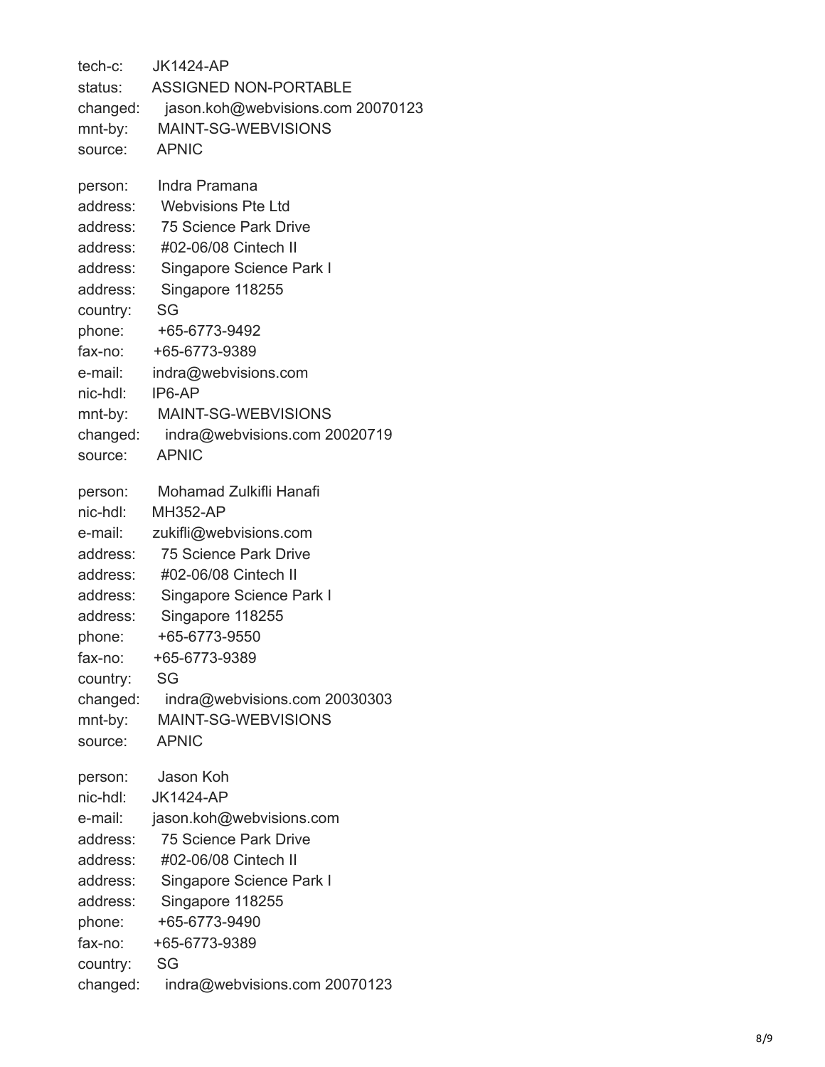```
tech-c:     JK1424-AP
status:     ASSIGNED NON-PORTABLE
changed:    jason.koh@webvisions.com 20070123
mnt-by:     MAINT-SG-WEBVISIONS
source:     APNIC

person:     Indra Pramana
address:    Webvisions Pte Ltd
address:    75 Science Park Drive
address:    #02-06/08 Cintech II
address:    Singapore Science Park I
address:    Singapore 118255
country:    SG
phone:      +65-6773-9492
fax-no:     +65-6773-9389
e-mail:     indra@webvisions.com
nic-hdl:    IP6-AP
mnt-by:     MAINT-SG-WEBVISIONS
changed:    indra@webvisions.com 20020719
source:     APNIC

person:     Mohamad Zulkifli Hanafi
nic-hdl:    MH352-AP
e-mail:     zukifli@webvisions.com
address:    75 Science Park Drive
address:    #02-06/08 Cintech II
address:    Singapore Science Park I
address:    Singapore 118255
phone:      +65-6773-9550
fax-no:     +65-6773-9389
country:    SG
changed:    indra@webvisions.com 20030303
mnt-by:     MAINT-SG-WEBVISIONS
source:     APNIC

person:     Jason Koh
nic-hdl:    JK1424-AP
e-mail:     jason.koh@webvisions.com
address:    75 Science Park Drive
address:    #02-06/08 Cintech II
address:    Singapore Science Park I
address:    Singapore 118255
phone:      +65-6773-9490
fax-no:     +65-6773-9389
country:    SG
changed:    indra@webvisions.com 20070123
```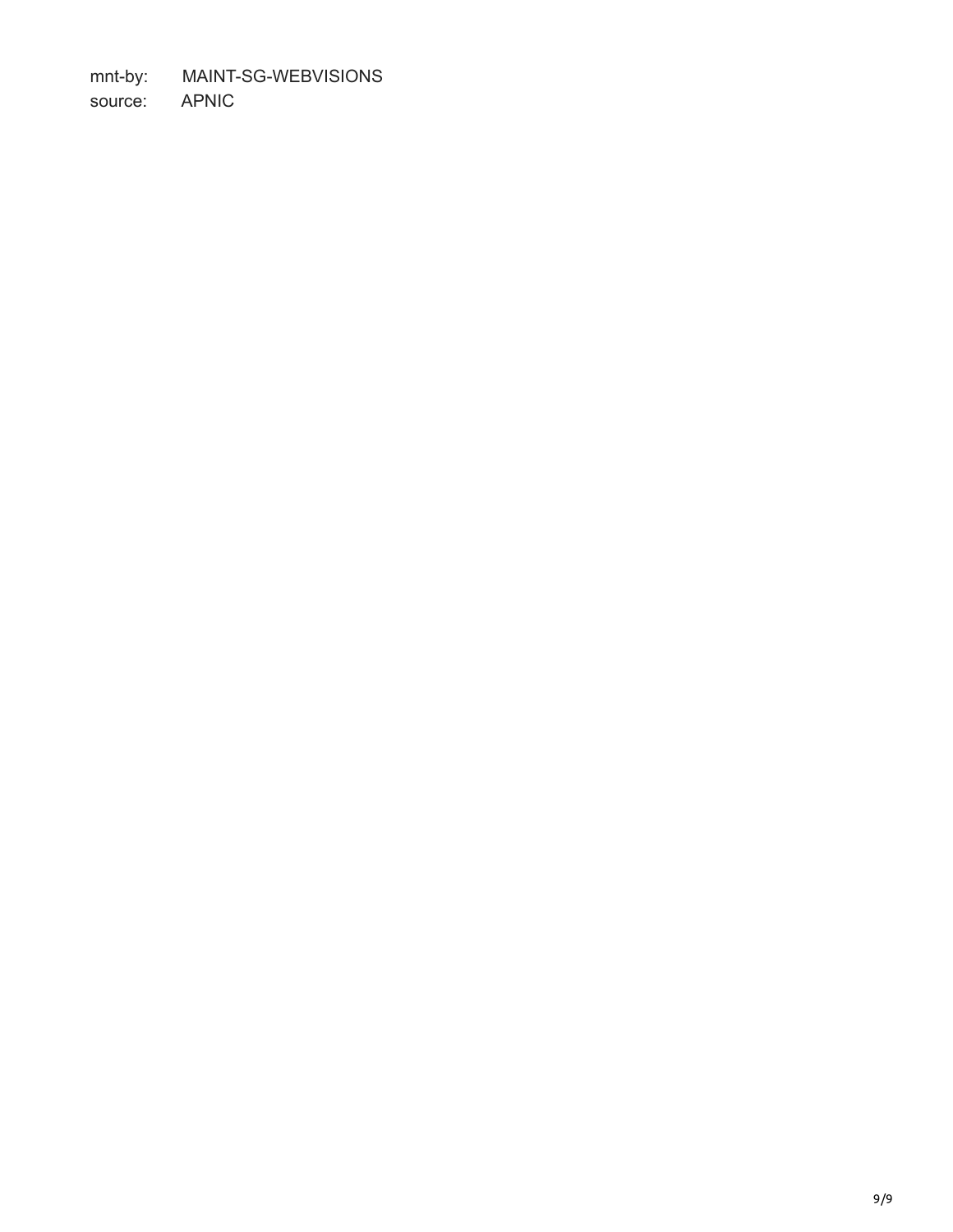```
mnt-by:     MAINT-SG-WEBVISIONS
source:     APNIC
```